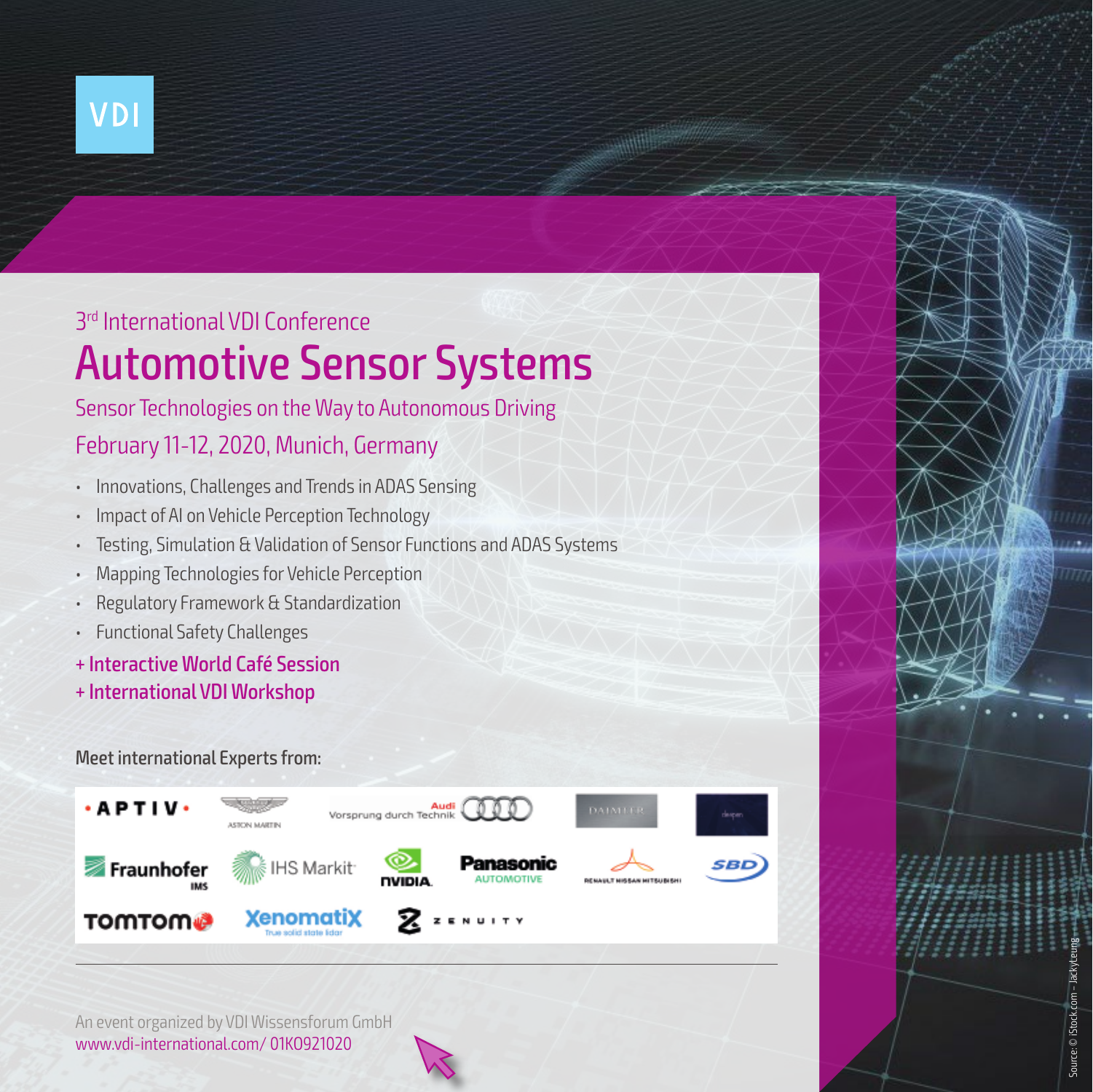VDI

3rd International VDI Conference

# Automotive Sensor Systems

## Sensor Technologies on the Way to Autonomous Driving

February 11-12, 2020, Munich, Germany

- Innovations, Challenges and Trends in ADAS Sensing
- Impact of AI on Vehicle Perception Technology
- Testing, Simulation & Validation of Sensor Functions and ADAS Systems
- Mapping Technologies for Vehicle Perception
- Regulatory Framework & Standardization
- Functional Safety Challenges

**+ Interactive World Café Session**

**+ International VDI Workshop**

**Meet international Experts from:**

APTIV, Aston Martin, Audi – Vorsprung durch Technik, Daimler, deepen, Fraunhofer IMS, IHS Markit, NVIDIA, Panasonic Automotive, Renault Nissan Mitsubishi, SBD, TomTom, Xenomatix – True solid state lidar, Zenuity

An event organized by VDI Wissensforum GmbH

www.vdi-international.com/ 01KO921020

Source: © iStock.com – JackyLeung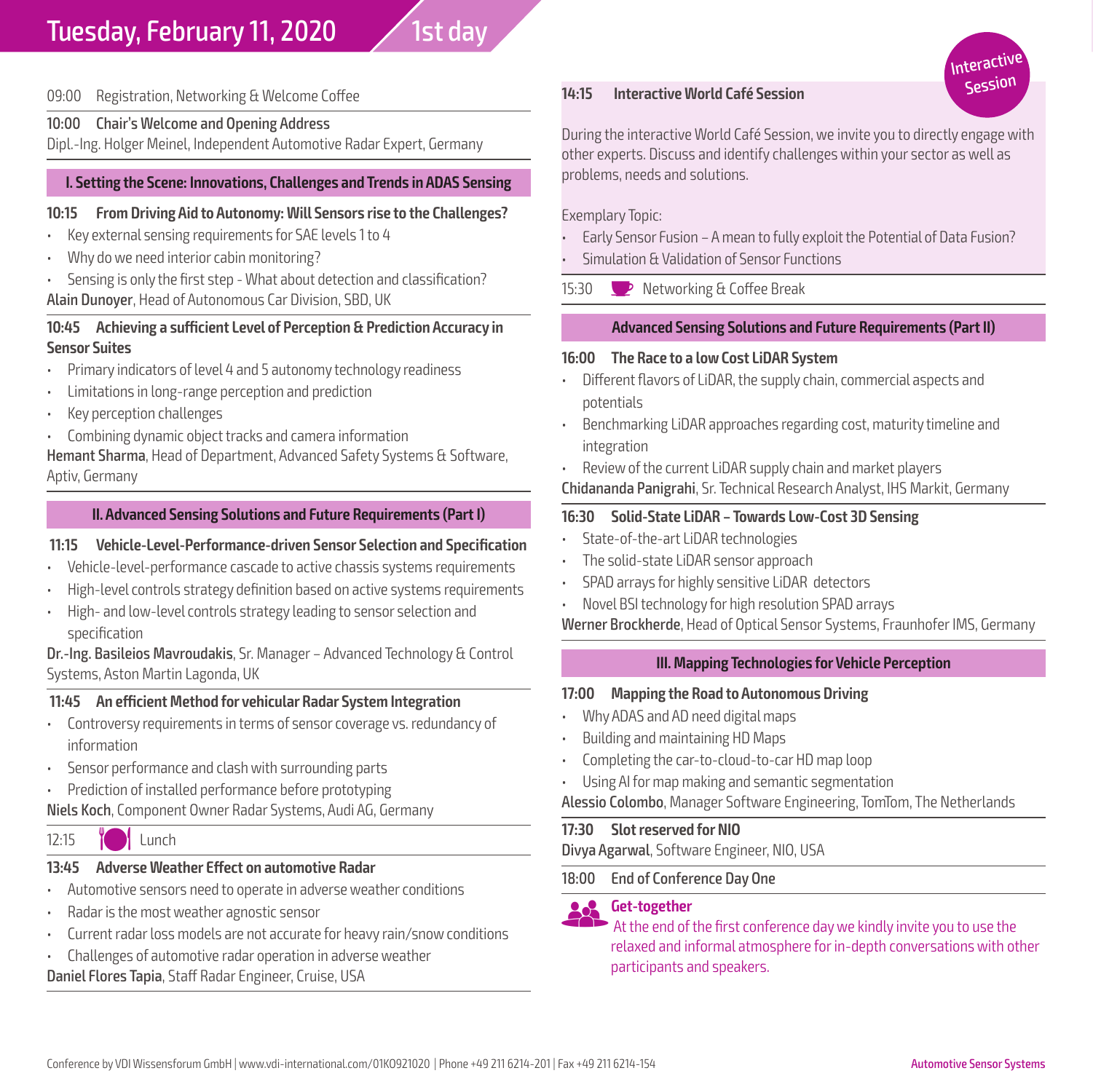# Tuesday, February 11, 2020 — 1st day

09:00 Registration, Networking & Welcome Coffee

**10:00 Chair's Welcome and Opening Address**
Dipl.-Ing. Holger Meinel, Independent Automotive Radar Expert, Germany

## I. Setting the Scene: Innovations, Challenges and Trends in ADAS Sensing

**10:15 From Driving Aid to Autonomy: Will Sensors rise to the Challenges?**

- Key external sensing requirements for SAE levels 1 to 4
- Why do we need interior cabin monitoring?
- Sensing is only the first step - What about detection and classification?

**Alain Dunoyer**, Head of Autonomous Car Division, SBD, UK

**10:45 Achieving a sufficient Level of Perception & Prediction Accuracy in Sensor Suites**

- Primary indicators of level 4 and 5 autonomy technology readiness
- Limitations in long-range perception and prediction
- Key perception challenges
- Combining dynamic object tracks and camera information

**Hemant Sharma**, Head of Department, Advanced Safety Systems & Software, Aptiv, Germany

## II. Advanced Sensing Solutions and Future Requirements (Part I)

**11:15 Vehicle-Level-Performance-driven Sensor Selection and Specification**

- Vehicle-level-performance cascade to active chassis systems requirements
- High-level controls strategy definition based on active systems requirements
- High- and low-level controls strategy leading to sensor selection and specification

**Dr.-Ing. Basileios Mavroudakis**, Sr. Manager – Advanced Technology & Control Systems, Aston Martin Lagonda, UK

**11:45 An efficient Method for vehicular Radar System Integration**

- Controversy requirements in terms of sensor coverage vs. redundancy of information
- Sensor performance and clash with surrounding parts
- Prediction of installed performance before prototyping

**Niels Koch**, Component Owner Radar Systems, Audi AG, Germany

12:15 Lunch

**13:45 Adverse Weather Effect on automotive Radar**

- Automotive sensors need to operate in adverse weather conditions
- Radar is the most weather agnostic sensor
- Current radar loss models are not accurate for heavy rain/snow conditions
- Challenges of automotive radar operation in adverse weather

**Daniel Flores Tapia**, Staff Radar Engineer, Cruise, USA

**14:15 Interactive World Café Session** (Interactive Session)

During the interactive World Café Session, we invite you to directly engage with other experts. Discuss and identify challenges within your sector as well as problems, needs and solutions.

Exemplary Topic:

- Early Sensor Fusion – A mean to fully exploit the Potential of Data Fusion?
- Simulation & Validation of Sensor Functions

15:30 Networking & Coffee Break

## Advanced Sensing Solutions and Future Requirements (Part II)

**16:00 The Race to a low Cost LiDAR System**

- Different flavors of LiDAR, the supply chain, commercial aspects and potentials
- Benchmarking LiDAR approaches regarding cost, maturity timeline and integration
- Review of the current LiDAR supply chain and market players

**Chidananda Panigrahi**, Sr. Technical Research Analyst, IHS Markit, Germany

**16:30 Solid-State LiDAR – Towards Low-Cost 3D Sensing**

- State-of-the-art LiDAR technologies
- The solid-state LiDAR sensor approach
- SPAD arrays for highly sensitive LiDAR detectors
- Novel BSI technology for high resolution SPAD arrays

**Werner Brockherde**, Head of Optical Sensor Systems, Fraunhofer IMS, Germany

## III. Mapping Technologies for Vehicle Perception

**17:00 Mapping the Road to Autonomous Driving**

- Why ADAS and AD need digital maps
- Building and maintaining HD Maps
- Completing the car-to-cloud-to-car HD map loop
- Using AI for map making and semantic segmentation

**Alessio Colombo**, Manager Software Engineering, TomTom, The Netherlands

**17:30 Slot reserved for NIO**
**Divya Agarwal**, Software Engineer, NIO, USA

**18:00 End of Conference Day One**

**Get-together**
At the end of the first conference day we kindly invite you to use the relaxed and informal atmosphere for in-depth conversations with other participants and speakers.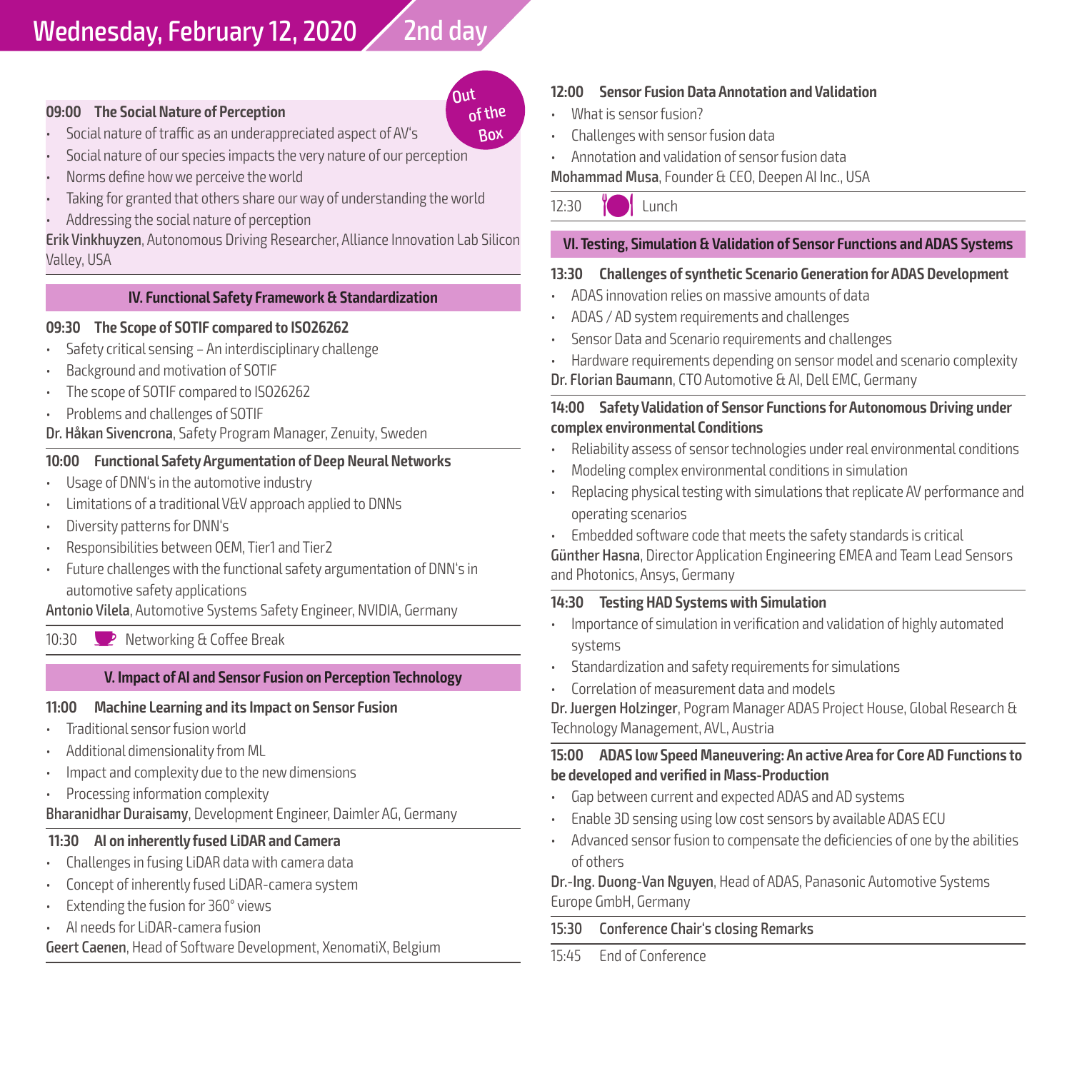# Wednesday, February 12, 2020 — 2nd day

**09:00 The Social Nature of Perception**

Out of the Box

- Social nature of traffic as an underappreciated aspect of AV's
- Social nature of our species impacts the very nature of our perception
- Norms define how we perceive the world
- Taking for granted that others share our way of understanding the world
- Addressing the social nature of perception

**Erik Vinkhuyzen**, Autonomous Driving Researcher, Alliance Innovation Lab Silicon Valley, USA

## IV. Functional Safety Framework & Standardization

**09:30 The Scope of SOTIF compared to ISO26262**

- Safety critical sensing – An interdisciplinary challenge
- Background and motivation of SOTIF
- The scope of SOTIF compared to ISO26262
- Problems and challenges of SOTIF

**Dr. Håkan Sivencrona**, Safety Program Manager, Zenuity, Sweden

**10:00 Functional Safety Argumentation of Deep Neural Networks**

- Usage of DNN's in the automotive industry
- Limitations of a traditional V&V approach applied to DNNs
- Diversity patterns for DNN's
- Responsibilities between OEM, Tier1 and Tier2
- Future challenges with the functional safety argumentation of DNN's in automotive safety applications

**Antonio Vilela**, Automotive Systems Safety Engineer, NVIDIA, Germany

10:30 Networking & Coffee Break

## V. Impact of AI and Sensor Fusion on Perception Technology

**11:00 Machine Learning and its Impact on Sensor Fusion**

- Traditional sensor fusion world
- Additional dimensionality from ML
- Impact and complexity due to the new dimensions
- Processing information complexity

**Bharanidhar Duraisamy**, Development Engineer, Daimler AG, Germany

**11:30 AI on inherently fused LiDAR and Camera**

- Challenges in fusing LiDAR data with camera data
- Concept of inherently fused LiDAR-camera system
- Extending the fusion for 360° views
- AI needs for LiDAR-camera fusion

**Geert Caenen**, Head of Software Development, XenomatiX, Belgium

**12:00 Sensor Fusion Data Annotation and Validation**

- What is sensor fusion?
- Challenges with sensor fusion data
- Annotation and validation of sensor fusion data

**Mohammad Musa**, Founder & CEO, Deepen AI Inc., USA

12:30 Lunch

## VI. Testing, Simulation & Validation of Sensor Functions and ADAS Systems

**13:30 Challenges of synthetic Scenario Generation for ADAS Development**

- ADAS innovation relies on massive amounts of data
- ADAS / AD system requirements and challenges
- Sensor Data and Scenario requirements and challenges
- Hardware requirements depending on sensor model and scenario complexity

**Dr. Florian Baumann**, CTO Automotive & AI, Dell EMC, Germany

**14:00 Safety Validation of Sensor Functions for Autonomous Driving under complex environmental Conditions**

- Reliability assess of sensor technologies under real environmental conditions
- Modeling complex environmental conditions in simulation
- Replacing physical testing with simulations that replicate AV performance and operating scenarios
- Embedded software code that meets the safety standards is critical

**Günther Hasna**, Director Application Engineering EMEA and Team Lead Sensors and Photonics, Ansys, Germany

**14:30 Testing HAD Systems with Simulation**

- Importance of simulation in verification and validation of highly automated systems
- Standardization and safety requirements for simulations
- Correlation of measurement data and models

**Dr. Juergen Holzinger**, Pogram Manager ADAS Project House, Global Research & Technology Management, AVL, Austria

**15:00 ADAS low Speed Maneuvering: An active Area for Core AD Functions to be developed and verified in Mass-Production**

- Gap between current and expected ADAS and AD systems
- Enable 3D sensing using low cost sensors by available ADAS ECU
- Advanced sensor fusion to compensate the deficiencies of one by the abilities of others

**Dr.-Ing. Duong-Van Nguyen**, Head of ADAS, Panasonic Automotive Systems Europe GmbH, Germany

**15:30 Conference Chair's closing Remarks**

15:45 End of Conference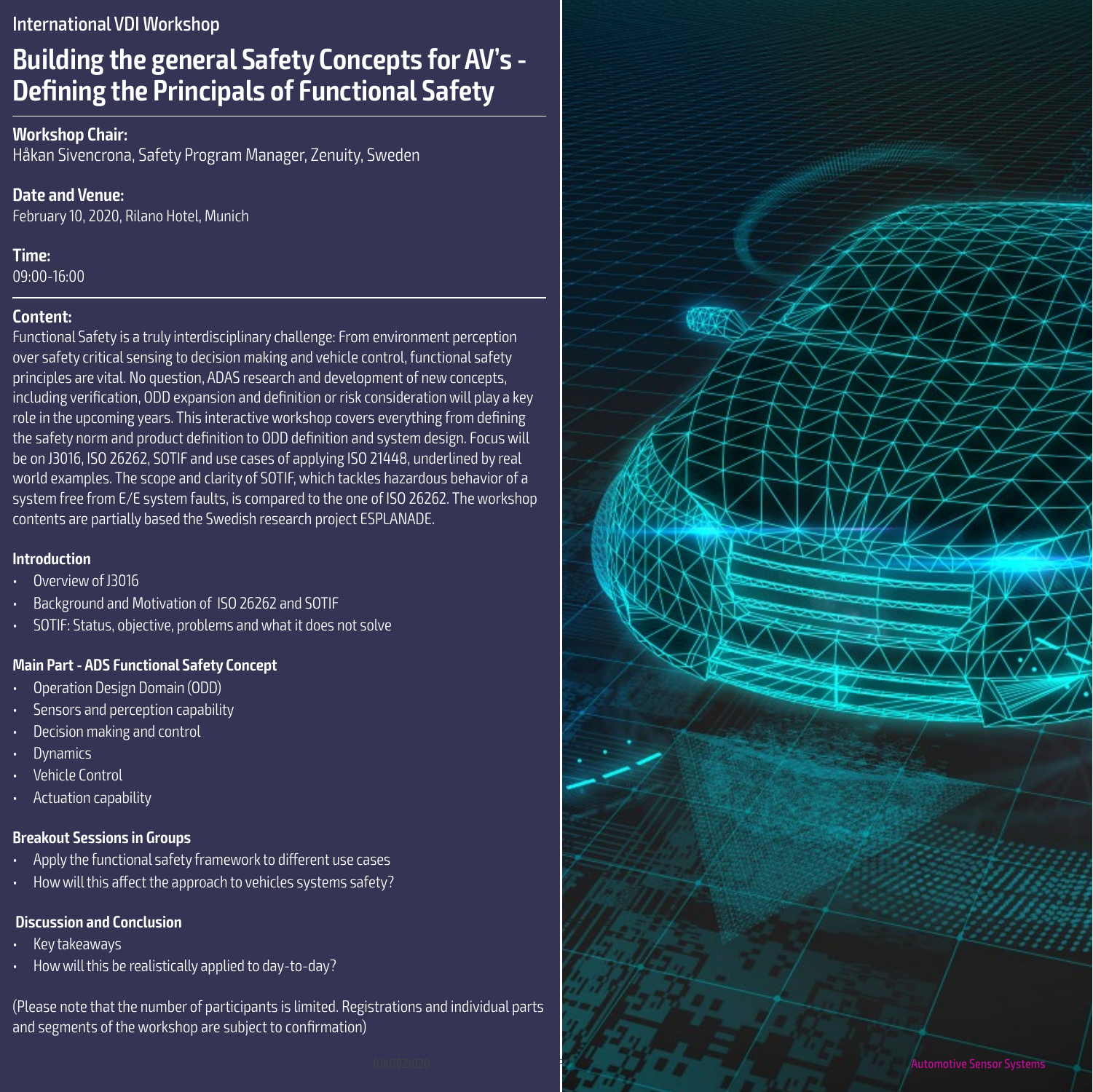International VDI Workshop

# Building the general Safety Concepts for AV's - Defining the Principals of Functional Safety

**Workshop Chair:**
Håkan Sivencrona, Safety Program Manager, Zenuity, Sweden

**Date and Venue:**
February 10, 2020, Rilano Hotel, Munich

**Time:**
09:00-16:00

**Content:**
Functional Safety is a truly interdisciplinary challenge: From environment perception over safety critical sensing to decision making and vehicle control, functional safety principles are vital. No question, ADAS research and development of new concepts, including verification, ODD expansion and definition or risk consideration will play a key role in the upcoming years. This interactive workshop covers everything from defining the safety norm and product definition to ODD definition and system design. Focus will be on J3016, ISO 26262, SOTIF and use cases of applying ISO 21448, underlined by real world examples. The scope and clarity of SOTIF, which tackles hazardous behavior of a system free from E/E system faults, is compared to the one of ISO 26262. The workshop contents are partially based the Swedish research project ESPLANADE.

**Introduction**

- Overview of J3016
- Background and Motivation of ISO 26262 and SOTIF
- SOTIF: Status, objective, problems and what it does not solve

**Main Part - ADS Functional Safety Concept**

- Operation Design Domain (ODD)
- Sensors and perception capability
- Decision making and control
- Dynamics
- Vehicle Control
- Actuation capability

**Breakout Sessions in Groups**

- Apply the functional safety framework to different use cases
- How will this affect the approach to vehicles systems safety?

**Discussion and Conclusion**

- Key takeaways
- How will this be realistically applied to day-to-day?

(Please note that the number of participants is limited. Registrations and individual parts and segments of the workshop are subject to confirmation)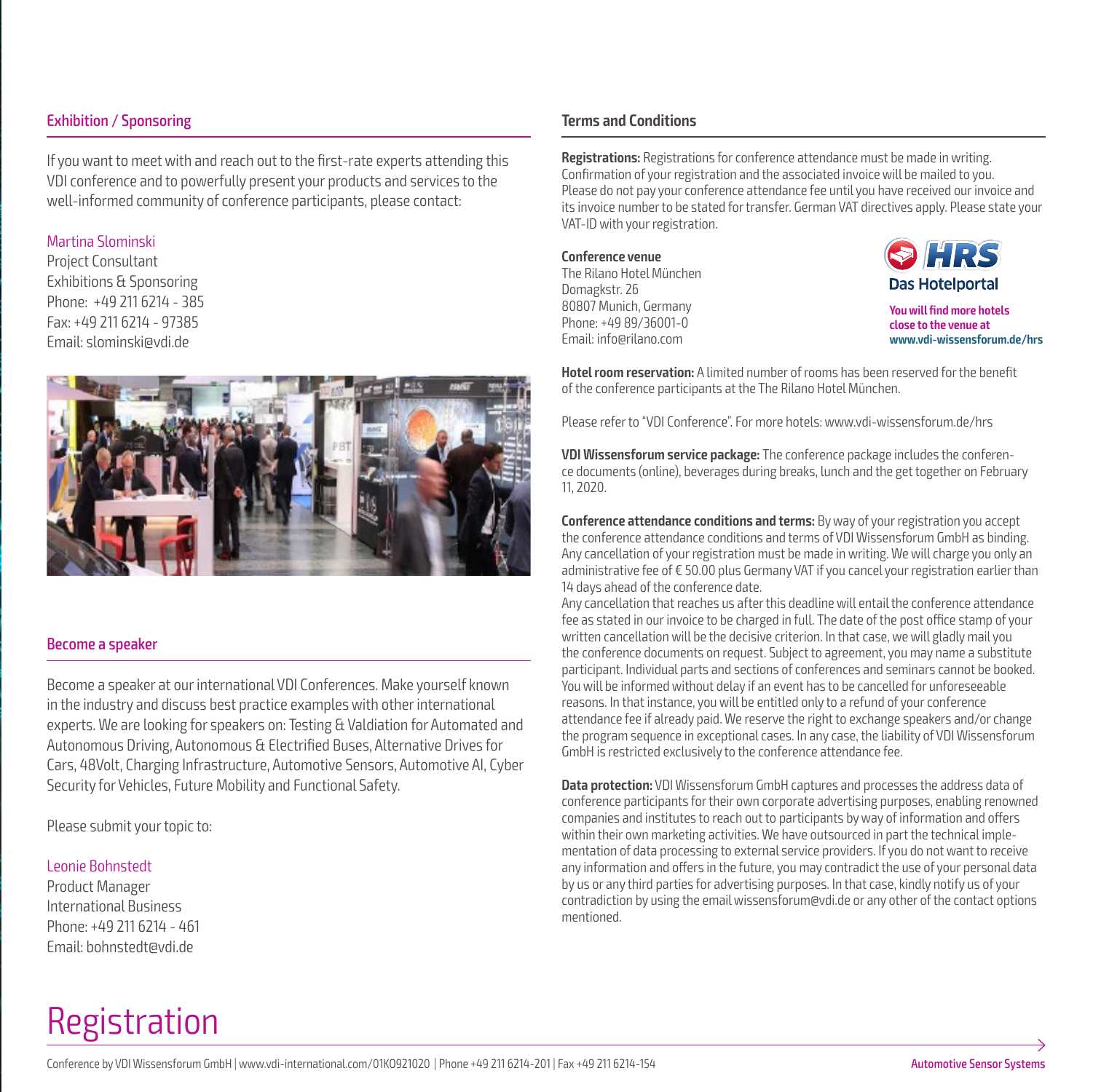## Exhibition / Sponsoring

If you want to meet with and reach out to the first-rate experts attending this VDI conference and to powerfully present your products and services to the well-informed community of conference participants, please contact:

Martina Slominski
Project Consultant
Exhibitions & Sponsoring
Phone: +49 211 6214 - 385
Fax: +49 211 6214 - 97385
Email: slominski@vdi.de

## Become a speaker

Become a speaker at our international VDI Conferences. Make yourself known in the industry and discuss best practice examples with other international experts. We are looking for speakers on: Testing & Valdiation for Automated and Autonomous Driving, Autonomous & Electrified Buses, Alternative Drives for Cars, 48Volt, Charging Infrastructure, Automotive Sensors, Automotive AI, Cyber Security for Vehicles, Future Mobility and Functional Safety.

Please submit your topic to:

Leonie Bohnstedt
Product Manager
International Business
Phone: +49 211 6214 - 461
Email: bohnstedt@vdi.de

## Terms and Conditions

**Registrations:** Registrations for conference attendance must be made in writing. Confirmation of your registration and the associated invoice will be mailed to you. Please do not pay your conference attendance fee until you have received our invoice and its invoice number to be stated for transfer. German VAT directives apply. Please state your VAT-ID with your registration.

**Conference venue**
The Rilano Hotel München
Domagkstr. 26
80807 Munich, Germany
Phone: +49 89/36001-0
Email: info@rilano.com

HRS Das Hotelportal

**You will find more hotels close to the venue at www.vdi-wissensforum.de/hrs**

**Hotel room reservation:** A limited number of rooms has been reserved for the benefit of the conference participants at the The Rilano Hotel München.

Please refer to "VDI Conference". For more hotels: www.vdi-wissensforum.de/hrs

**VDI Wissensforum service package:** The conference package includes the conference documents (online), beverages during breaks, lunch and the get together on February 11, 2020.

**Conference attendance conditions and terms:** By way of your registration you accept the conference attendance conditions and terms of VDI Wissensforum GmbH as binding. Any cancellation of your registration must be made in writing. We will charge you only an administrative fee of € 50.00 plus Germany VAT if you cancel your registration earlier than 14 days ahead of the conference date.
Any cancellation that reaches us after this deadline will entail the conference attendance fee as stated in our invoice to be charged in full. The date of the post office stamp of your written cancellation will be the decisive criterion. In that case, we will gladly mail you the conference documents on request. Subject to agreement, you may name a substitute participant. Individual parts and sections of conferences and seminars cannot be booked. You will be informed without delay if an event has to be cancelled for unforeseeable reasons. In that instance, you will be entitled only to a refund of your conference attendance fee if already paid. We reserve the right to exchange speakers and/or change the program sequence in exceptional cases. In any case, the liability of VDI Wissensforum GmbH is restricted exclusively to the conference attendance fee.

**Data protection:** VDI Wissensforum GmbH captures and processes the address data of conference participants for their own corporate advertising purposes, enabling renowned companies and institutes to reach out to participants by way of information and offers within their own marketing activities. We have outsourced in part the technical implementation of data processing to external service providers. If you do not want to receive any information and offers in the future, you may contradict the use of your personal data by us or any third parties for advertising purposes. In that case, kindly notify us of your contradiction by using the email wissensforum@vdi.de or any other of the contact options mentioned.

# Registration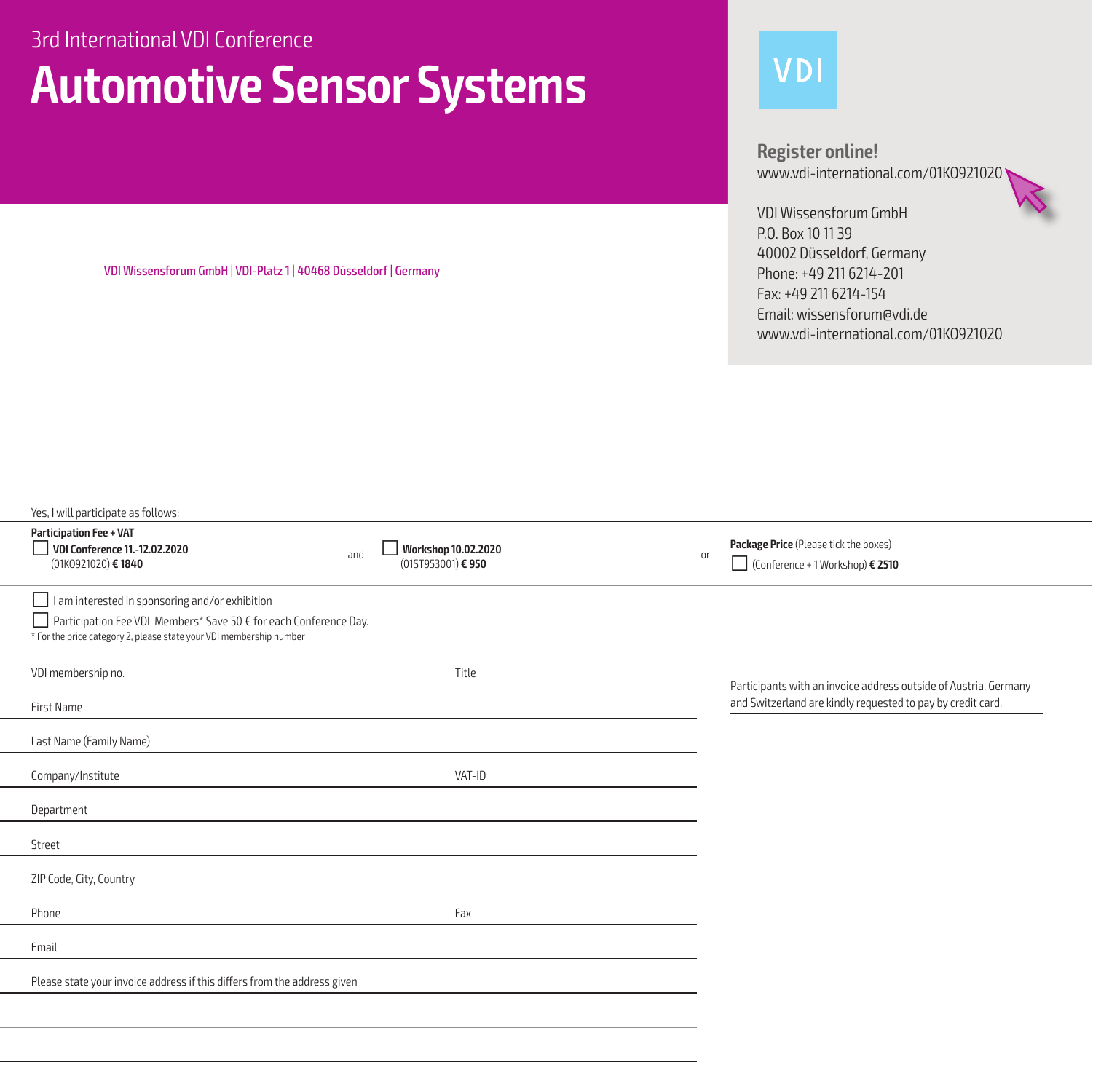3rd International VDI Conference

# Automotive Sensor Systems

VDI

**Register online!**
www.vdi-international.com/01KO921020

VDI Wissensforum GmbH
P.O. Box 10 11 39
40002 Düsseldorf, Germany
Phone: +49 211 6214-201
Fax: +49 211 6214-154
Email: wissensforum@vdi.de
www.vdi-international.com/01KO921020

VDI Wissensforum GmbH | VDI-Platz 1 | 40468 Düsseldorf | Germany

Yes, I will participate as follows:

**Participation Fee + VAT**

☐ **VDI Conference 11.-12.02.2020** (01KO921020) **€ 1840** and ☐ **Workshop 10.02.2020** (01ST953001) **€ 950** or **Package Price** (Please tick the boxes) ☐ (Conference + 1 Workshop) **€ 2510**

☐ I am interested in sponsoring and/or exhibition

☐ Participation Fee VDI-Members* Save 50 € for each Conference Day.

* For the price category 2, please state your VDI membership number

VDI membership no.　　　　Title

First Name

Last Name (Family Name)

Company/Institute　　　　VAT-ID

Department

Street

ZIP Code, City, Country

Phone　　　　Fax

Email

Please state your invoice address if this differs from the address given

Participants with an invoice address outside of Austria, Germany and Switzerland are kindly requested to pay by credit card.